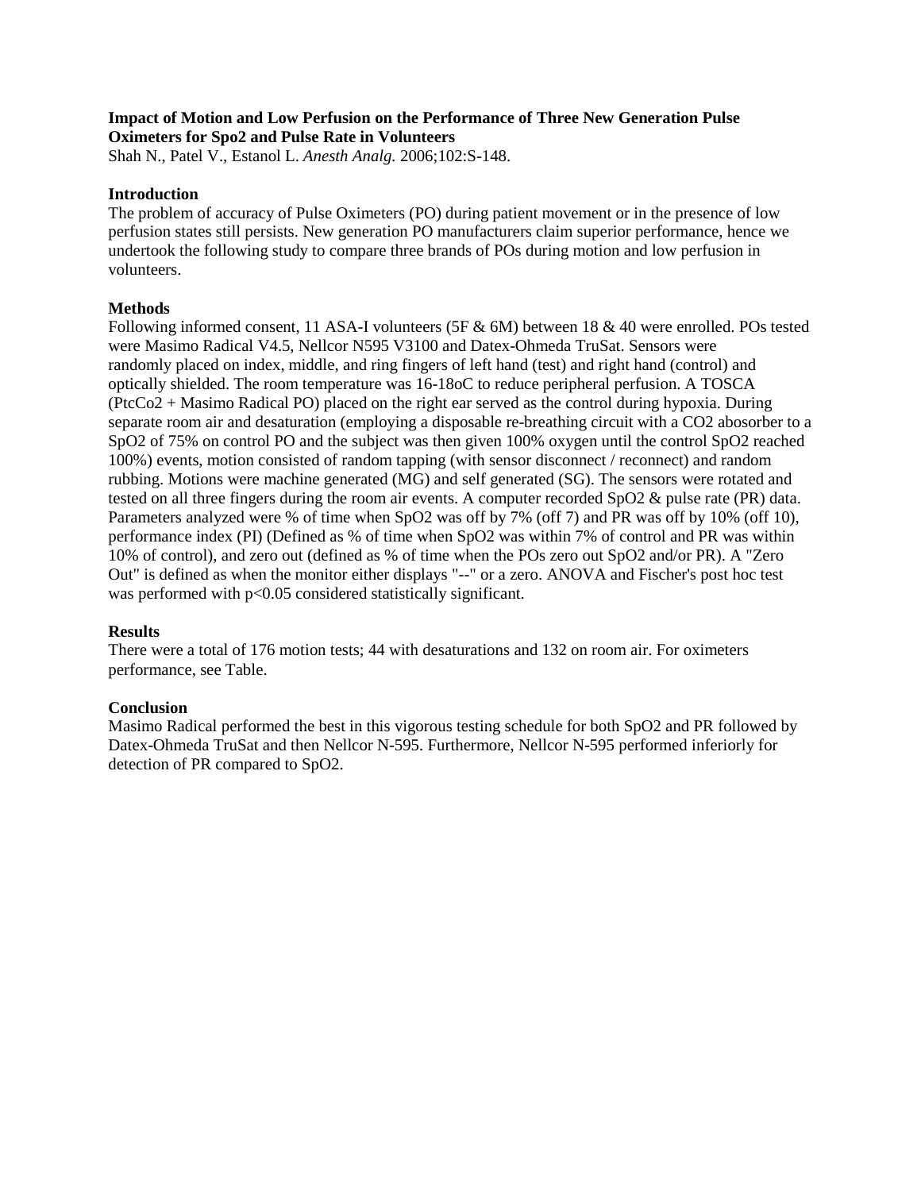**Impact of Motion and Low Perfusion on the Performance of Three New Generation Pulse Oximeters for Spo2 and Pulse Rate in Volunteers**

Shah N., Patel V., Estanol L. *Anesth Analg.* 2006;102:S-148.

**Introduction**

The problem of accuracy of Pulse Oximeters (PO) during patient movement or in the presence of low perfusion states still persists. New generation PO manufacturers claim superior performance, hence we undertook the following study to compare three brands of POs during motion and low perfusion in volunteers.

**Methods**

Following informed consent, 11 ASA-I volunteers (5F & 6M) between 18 & 40 were enrolled. POs tested were Masimo Radical V4.5, Nellcor N595 V3100 and Datex-Ohmeda TruSat. Sensors were randomly placed on index, middle, and ring fingers of left hand (test) and right hand (control) and optically shielded. The room temperature was 16-18oC to reduce peripheral perfusion. A TOSCA (PtcCo2 + Masimo Radical PO) placed on the right ear served as the control during hypoxia. During separate room air and desaturation (employing a disposable re-breathing circuit with a CO2 abosorber to a SpO2 of 75% on control PO and the subject was then given 100% oxygen until the control SpO2 reached 100%) events, motion consisted of random tapping (with sensor disconnect / reconnect) and random rubbing. Motions were machine generated (MG) and self generated (SG). The sensors were rotated and tested on all three fingers during the room air events. A computer recorded SpO2 & pulse rate (PR) data. Parameters analyzed were % of time when SpO2 was off by 7% (off 7) and PR was off by 10% (off 10), performance index (PI) (Defined as % of time when SpO2 was within 7% of control and PR was within 10% of control), and zero out (defined as % of time when the POs zero out SpO2 and/or PR). A "Zero Out" is defined as when the monitor either displays "--" or a zero. ANOVA and Fischer's post hoc test was performed with $p<0.05$ considered statistically significant.

**Results**

There were a total of 176 motion tests; 44 with desaturations and 132 on room air. For oximeters performance, see Table.

**Conclusion**

Masimo Radical performed the best in this vigorous testing schedule for both SpO2 and PR followed by Datex-Ohmeda TruSat and then Nellcor N-595. Furthermore, Nellcor N-595 performed inferiorly for detection of PR compared to SpO2.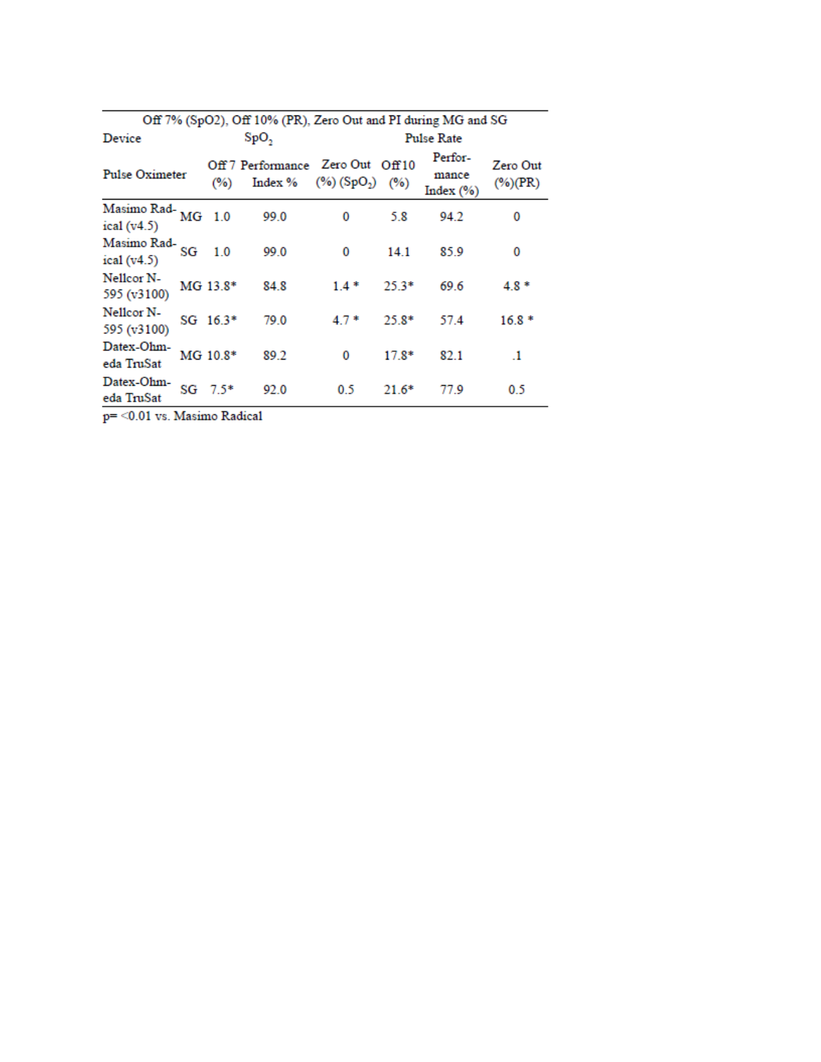Off 7% (SpO2), Off 10% (PR), Zero Out and PI during MG and SG

| Device | | $SpO_2$ | | | Pulse Rate | | |
|---|---|---|---|---|---|---|---|
| Pulse Oximeter | | Off 7 (%) | Performance Index % | Zero Out (%) ($SpO_2$) | Off 10 (%) | Perfor-mance Index (%) | Zero Out (%)(PR) |
| Masimo Rad-ical (v4.5) | MG | 1.0 | 99.0 | 0 | 5.8 | 94.2 | 0 |
| Masimo Rad-ical (v4.5) | SG | 1.0 | 99.0 | 0 | 14.1 | 85.9 | 0 |
| Nellcor N-595 (v3100) | MG | 13.8* | 84.8 | 1.4 * | 25.3* | 69.6 | 4.8 * |
| Nellcor N-595 (v3100) | SG | 16.3* | 79.0 | 4.7 * | 25.8* | 57.4 | 16.8 * |
| Datex-Ohm-eda TruSat | MG | 10.8* | 89.2 | 0 | 17.8* | 82.1 | .1 |
| Datex-Ohm-eda TruSat | SG | 7.5* | 92.0 | 0.5 | 21.6* | 77.9 | 0.5 |

p= <0.01 vs. Masimo Radical